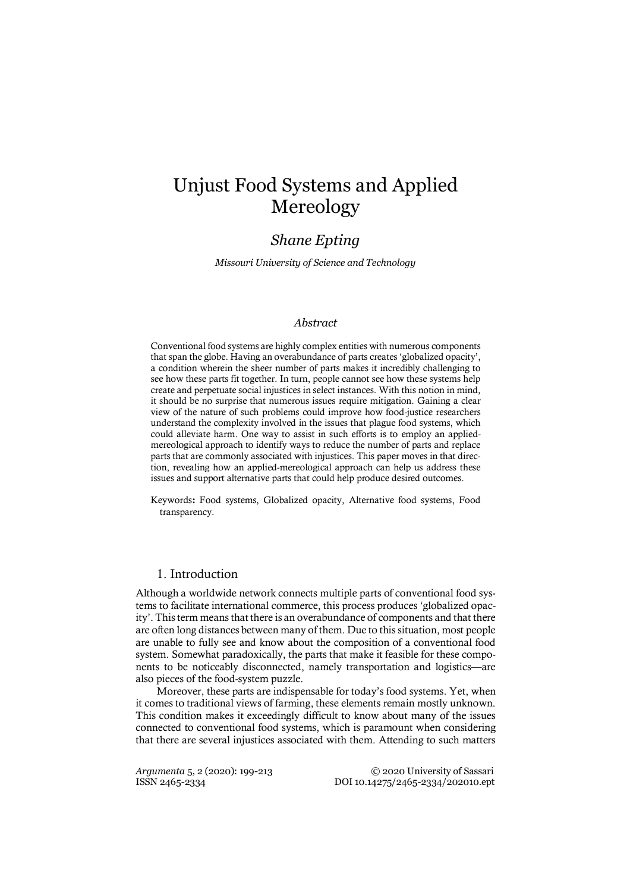# Unjust Food Systems and Applied Mereology

## *Shane Epting*

*Missouri University of Science and Technology*

### *Abstract*

Conventional food systems are highly complex entities with numerous components that span the globe. Having an overabundance of parts creates 'globalized opacity', a condition wherein the sheer number of parts makes it incredibly challenging to see how these parts fit together. In turn, people cannot see how these systems help create and perpetuate social injustices in select instances. With this notion in mind, it should be no surprise that numerous issues require mitigation. Gaining a clear view of the nature of such problems could improve how food-justice researchers understand the complexity involved in the issues that plague food systems, which could alleviate harm. One way to assist in such efforts is to employ an applied-mereological approach to identify ways to reduce the number of parts and replace parts that are commonly associated with injustices. This paper moves in that direction, revealing how an applied-mereological approach can help us address these issues and support alternative parts that could help produce desired outcomes.

Keywords**:** Food systems, Globalized opacity, Alternative food systems, Food transparency.

## 1. Introduction

Although a worldwide network connects multiple parts of conventional food systems to facilitate international commerce, this process produces 'globalized opacity'. This term means that there is an overabundance of components and that there are often long distances between many of them. Due to this situation, most people are unable to fully see and know about the composition of a conventional food system. Somewhat paradoxically, the parts that make it feasible for these components to be noticeably disconnected, namely transportation and logistics—are also pieces of the food-system puzzle.

Moreover, these parts are indispensable for today's food systems. Yet, when it comes to traditional views of farming, these elements remain mostly unknown. This condition makes it exceedingly difficult to know about many of the issues connected to conventional food systems, which is paramount when considering that there are several injustices associated with them. Attending to such matters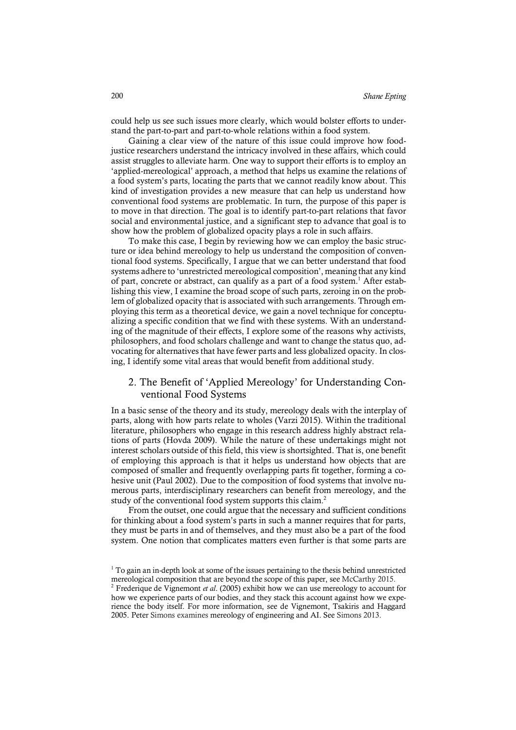could help us see such issues more clearly, which would bolster efforts to understand the part-to-part and part-to-whole relations within a food system.

Gaining a clear view of the nature of this issue could improve how food-justice researchers understand the intricacy involved in these affairs, which could assist struggles to alleviate harm. One way to support their efforts is to employ an 'applied-mereological' approach, a method that helps us examine the relations of a food system's parts, locating the parts that we cannot readily know about. This kind of investigation provides a new measure that can help us understand how conventional food systems are problematic. In turn, the purpose of this paper is to move in that direction. The goal is to identify part-to-part relations that favor social and environmental justice, and a significant step to advance that goal is to show how the problem of globalized opacity plays a role in such affairs.

To make this case, I begin by reviewing how we can employ the basic structure or idea behind mereology to help us understand the composition of conventional food systems. Specifically, I argue that we can better understand that food systems adhere to 'unrestricted mereological composition', meaning that any kind of part, concrete or abstract, can qualify as a part of a food system.[1] After establishing this view, I examine the broad scope of such parts, zeroing in on the problem of globalized opacity that is associated with such arrangements. Through employing this term as a theoretical device, we gain a novel technique for conceptualizing a specific condition that we find with these systems. With an understanding of the magnitude of their effects, I explore some of the reasons why activists, philosophers, and food scholars challenge and want to change the status quo, advocating for alternatives that have fewer parts and less globalized opacity. In closing, I identify some vital areas that would benefit from additional study.

## 2. The Benefit of 'Applied Mereology' for Understanding Conventional Food Systems

In a basic sense of the theory and its study, mereology deals with the interplay of parts, along with how parts relate to wholes (Varzi 2015). Within the traditional literature, philosophers who engage in this research address highly abstract relations of parts (Hovda 2009). While the nature of these undertakings might not interest scholars outside of this field, this view is shortsighted. That is, one benefit of employing this approach is that it helps us understand how objects that are composed of smaller and frequently overlapping parts fit together, forming a cohesive unit (Paul 2002). Due to the composition of food systems that involve numerous parts, interdisciplinary researchers can benefit from mereology, and the study of the conventional food system supports this claim.[2]

From the outset, one could argue that the necessary and sufficient conditions for thinking about a food system's parts in such a manner requires that for parts, they must be parts in and of themselves, and they must also be a part of the food system. One notion that complicates matters even further is that some parts are

[1] To gain an in-depth look at some of the issues pertaining to the thesis behind unrestricted mereological composition that are beyond the scope of this paper, see McCarthy 2015.

[2] Frederique de Vignemont *et al*. (2005) exhibit how we can use mereology to account for how we experience parts of our bodies, and they stack this account against how we experience the body itself. For more information, see de Vignemont, Tsakiris and Haggard 2005. Peter Simons examines mereology of engineering and AI. See Simons 2013.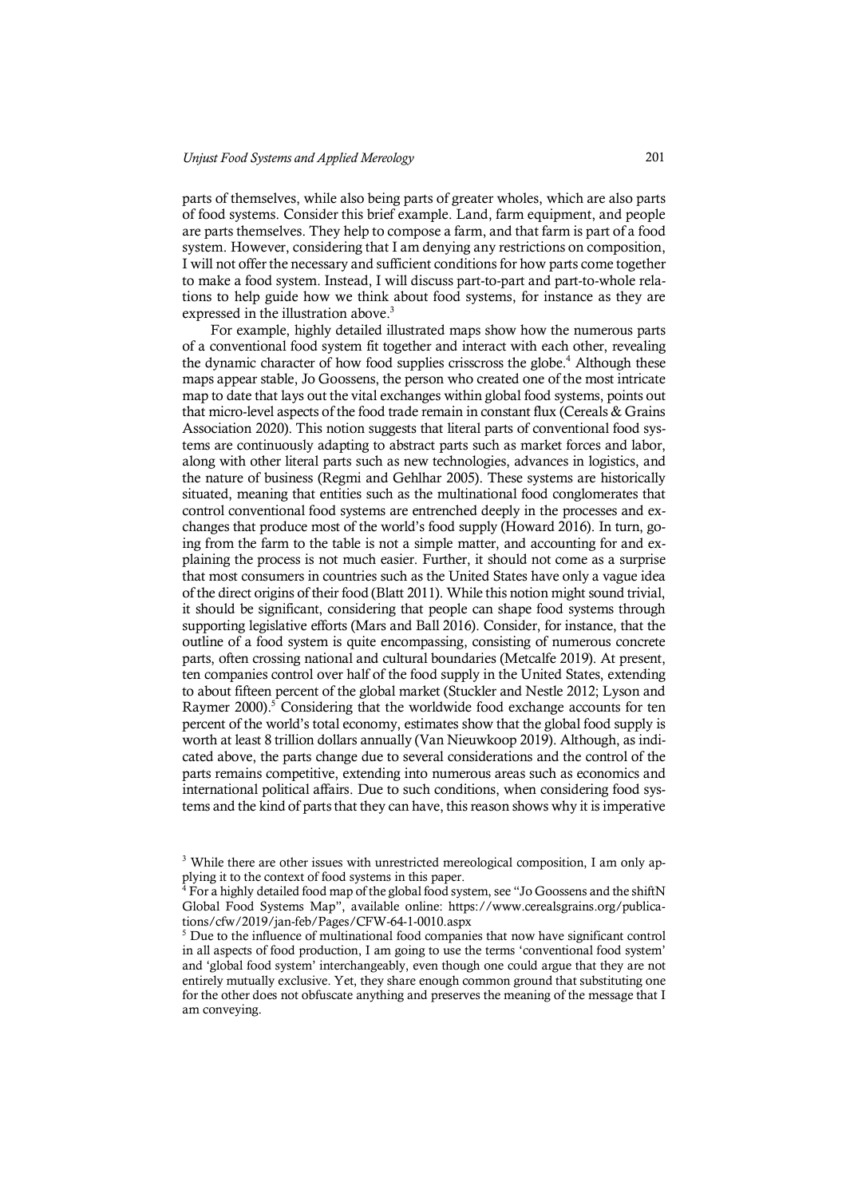parts of themselves, while also being parts of greater wholes, which are also parts of food systems. Consider this brief example. Land, farm equipment, and people are parts themselves. They help to compose a farm, and that farm is part of a food system. However, considering that I am denying any restrictions on composition, I will not offer the necessary and sufficient conditions for how parts come together to make a food system. Instead, I will discuss part-to-part and part-to-whole relations to help guide how we think about food systems, for instance as they are expressed in the illustration above.[3]

For example, highly detailed illustrated maps show how the numerous parts of a conventional food system fit together and interact with each other, revealing the dynamic character of how food supplies crisscross the globe.[4] Although these maps appear stable, Jo Goossens, the person who created one of the most intricate map to date that lays out the vital exchanges within global food systems, points out that micro-level aspects of the food trade remain in constant flux (Cereals & Grains Association 2020). This notion suggests that literal parts of conventional food systems are continuously adapting to abstract parts such as market forces and labor, along with other literal parts such as new technologies, advances in logistics, and the nature of business (Regmi and Gehlhar 2005). These systems are historically situated, meaning that entities such as the multinational food conglomerates that control conventional food systems are entrenched deeply in the processes and exchanges that produce most of the world's food supply (Howard 2016). In turn, going from the farm to the table is not a simple matter, and accounting for and explaining the process is not much easier. Further, it should not come as a surprise that most consumers in countries such as the United States have only a vague idea of the direct origins of their food (Blatt 2011). While this notion might sound trivial, it should be significant, considering that people can shape food systems through supporting legislative efforts (Mars and Ball 2016). Consider, for instance, that the outline of a food system is quite encompassing, consisting of numerous concrete parts, often crossing national and cultural boundaries (Metcalfe 2019). At present, ten companies control over half of the food supply in the United States, extending to about fifteen percent of the global market (Stuckler and Nestle 2012; Lyson and Raymer 2000).[5] Considering that the worldwide food exchange accounts for ten percent of the world's total economy, estimates show that the global food supply is worth at least 8 trillion dollars annually (Van Nieuwkoop 2019). Although, as indicated above, the parts change due to several considerations and the control of the parts remains competitive, extending into numerous areas such as economics and international political affairs. Due to such conditions, when considering food systems and the kind of parts that they can have, this reason shows why it is imperative

[3] While there are other issues with unrestricted mereological composition, I am only applying it to the context of food systems in this paper.

[4] For a highly detailed food map of the global food system, see "Jo Goossens and the shiftN Global Food Systems Map", available online: https://www.cerealsgrains.org/publications/cfw/2019/jan-feb/Pages/CFW-64-1-0010.aspx

[5] Due to the influence of multinational food companies that now have significant control in all aspects of food production, I am going to use the terms 'conventional food system' and 'global food system' interchangeably, even though one could argue that they are not entirely mutually exclusive. Yet, they share enough common ground that substituting one for the other does not obfuscate anything and preserves the meaning of the message that I am conveying.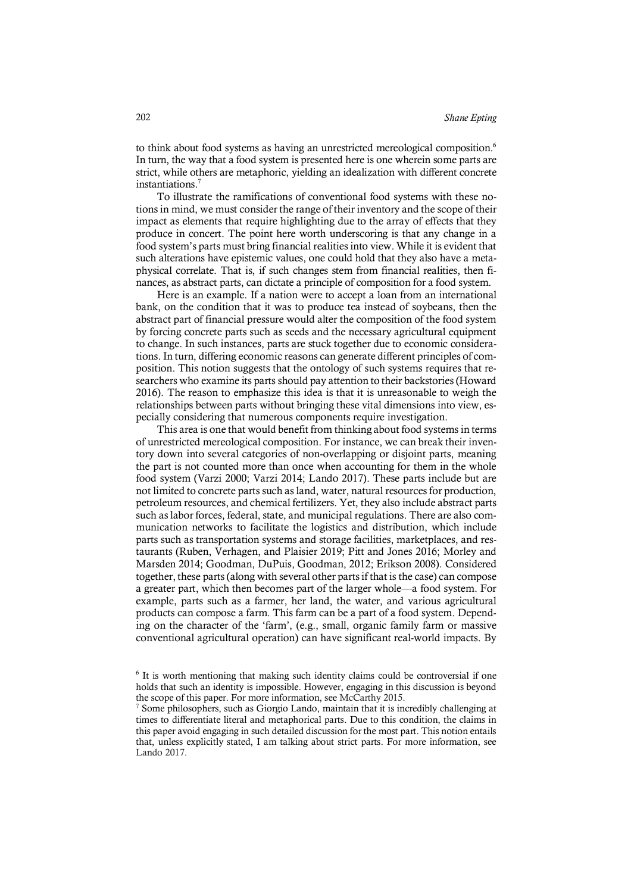to think about food systems as having an unrestricted mereological composition.[6] In turn, the way that a food system is presented here is one wherein some parts are strict, while others are metaphoric, yielding an idealization with different concrete instantiations.[7]

To illustrate the ramifications of conventional food systems with these notions in mind, we must consider the range of their inventory and the scope of their impact as elements that require highlighting due to the array of effects that they produce in concert. The point here worth underscoring is that any change in a food system's parts must bring financial realities into view. While it is evident that such alterations have epistemic values, one could hold that they also have a metaphysical correlate. That is, if such changes stem from financial realities, then finances, as abstract parts, can dictate a principle of composition for a food system.

Here is an example. If a nation were to accept a loan from an international bank, on the condition that it was to produce tea instead of soybeans, then the abstract part of financial pressure would alter the composition of the food system by forcing concrete parts such as seeds and the necessary agricultural equipment to change. In such instances, parts are stuck together due to economic considerations. In turn, differing economic reasons can generate different principles of composition. This notion suggests that the ontology of such systems requires that researchers who examine its parts should pay attention to their backstories (Howard 2016). The reason to emphasize this idea is that it is unreasonable to weigh the relationships between parts without bringing these vital dimensions into view, especially considering that numerous components require investigation.

This area is one that would benefit from thinking about food systems in terms of unrestricted mereological composition. For instance, we can break their inventory down into several categories of non-overlapping or disjoint parts, meaning the part is not counted more than once when accounting for them in the whole food system (Varzi 2000; Varzi 2014; Lando 2017). These parts include but are not limited to concrete parts such as land, water, natural resources for production, petroleum resources, and chemical fertilizers. Yet, they also include abstract parts such as labor forces, federal, state, and municipal regulations. There are also communication networks to facilitate the logistics and distribution, which include parts such as transportation systems and storage facilities, marketplaces, and restaurants (Ruben, Verhagen, and Plaisier 2019; Pitt and Jones 2016; Morley and Marsden 2014; Goodman, DuPuis, Goodman, 2012; Erikson 2008). Considered together, these parts (along with several other parts if that is the case) can compose a greater part, which then becomes part of the larger whole—a food system. For example, parts such as a farmer, her land, the water, and various agricultural products can compose a farm. This farm can be a part of a food system. Depending on the character of the 'farm', (e.g., small, organic family farm or massive conventional agricultural operation) can have significant real-world impacts. By

[6] It is worth mentioning that making such identity claims could be controversial if one holds that such an identity is impossible. However, engaging in this discussion is beyond the scope of this paper. For more information, see McCarthy 2015.

[7] Some philosophers, such as Giorgio Lando, maintain that it is incredibly challenging at times to differentiate literal and metaphorical parts. Due to this condition, the claims in this paper avoid engaging in such detailed discussion for the most part. This notion entails that, unless explicitly stated, I am talking about strict parts. For more information, see Lando 2017.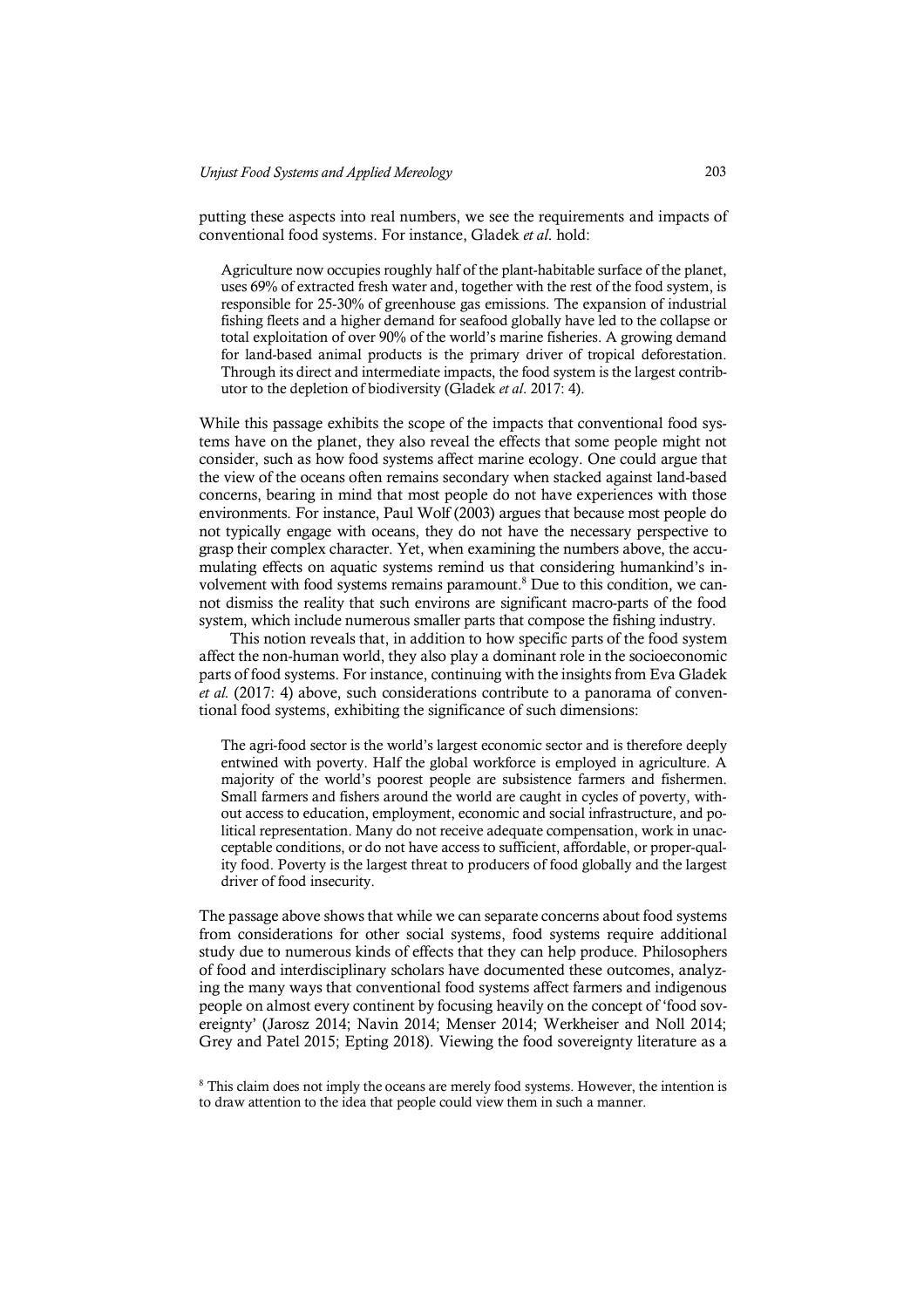putting these aspects into real numbers, we see the requirements and impacts of conventional food systems. For instance, Gladek *et al.* hold:

> Agriculture now occupies roughly half of the plant-habitable surface of the planet, uses 69% of extracted fresh water and, together with the rest of the food system, is responsible for 25-30% of greenhouse gas emissions. The expansion of industrial fishing fleets and a higher demand for seafood globally have led to the collapse or total exploitation of over 90% of the world's marine fisheries. A growing demand for land-based animal products is the primary driver of tropical deforestation. Through its direct and intermediate impacts, the food system is the largest contributor to the depletion of biodiversity (Gladek *et al*. 2017: 4).

While this passage exhibits the scope of the impacts that conventional food systems have on the planet, they also reveal the effects that some people might not consider, such as how food systems affect marine ecology. One could argue that the view of the oceans often remains secondary when stacked against land-based concerns, bearing in mind that most people do not have experiences with those environments. For instance, Paul Wolf (2003) argues that because most people do not typically engage with oceans, they do not have the necessary perspective to grasp their complex character. Yet, when examining the numbers above, the accumulating effects on aquatic systems remind us that considering humankind's involvement with food systems remains paramount.[8] Due to this condition, we cannot dismiss the reality that such environs are significant macro-parts of the food system, which include numerous smaller parts that compose the fishing industry.

This notion reveals that, in addition to how specific parts of the food system affect the non-human world, they also play a dominant role in the socioeconomic parts of food systems. For instance, continuing with the insights from Eva Gladek *et al.* (2017: 4) above, such considerations contribute to a panorama of conventional food systems, exhibiting the significance of such dimensions:

> The agri-food sector is the world's largest economic sector and is therefore deeply entwined with poverty. Half the global workforce is employed in agriculture. A majority of the world's poorest people are subsistence farmers and fishermen. Small farmers and fishers around the world are caught in cycles of poverty, without access to education, employment, economic and social infrastructure, and political representation. Many do not receive adequate compensation, work in unacceptable conditions, or do not have access to sufficient, affordable, or proper-quality food. Poverty is the largest threat to producers of food globally and the largest driver of food insecurity.

The passage above shows that while we can separate concerns about food systems from considerations for other social systems, food systems require additional study due to numerous kinds of effects that they can help produce. Philosophers of food and interdisciplinary scholars have documented these outcomes, analyzing the many ways that conventional food systems affect farmers and indigenous people on almost every continent by focusing heavily on the concept of 'food sovereignty' (Jarosz 2014; Navin 2014; Menser 2014; Werkheiser and Noll 2014; Grey and Patel 2015; Epting 2018). Viewing the food sovereignty literature as a

[8] This claim does not imply the oceans are merely food systems. However, the intention is to draw attention to the idea that people could view them in such a manner.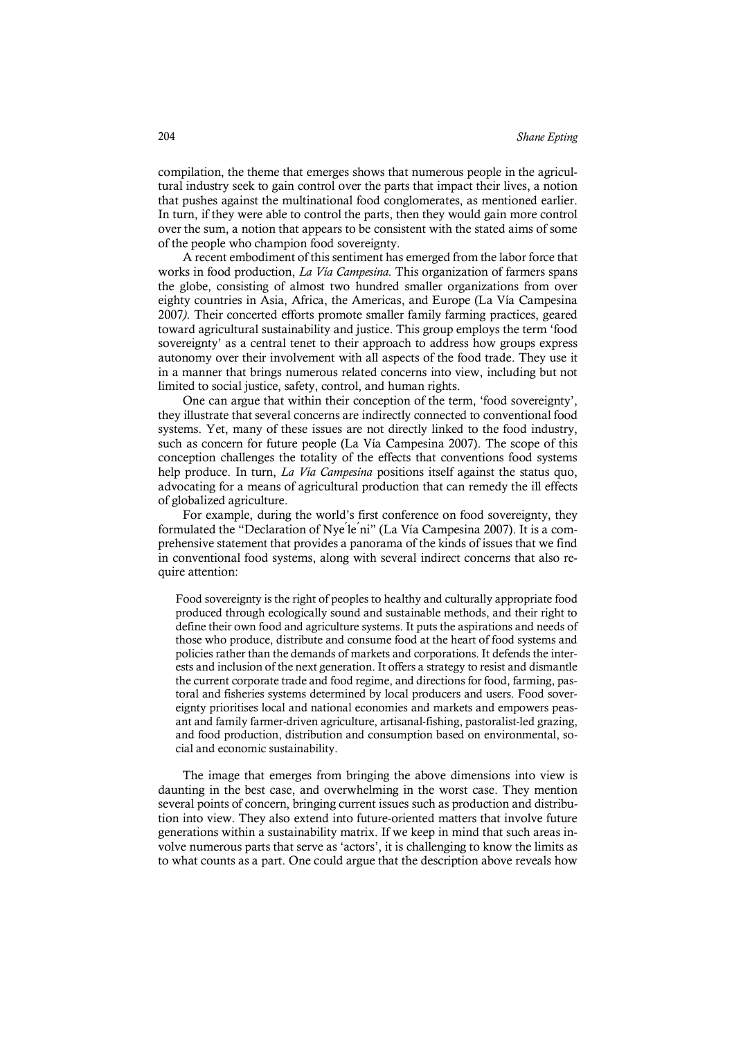compilation, the theme that emerges shows that numerous people in the agricultural industry seek to gain control over the parts that impact their lives, a notion that pushes against the multinational food conglomerates, as mentioned earlier. In turn, if they were able to control the parts, then they would gain more control over the sum, a notion that appears to be consistent with the stated aims of some of the people who champion food sovereignty.

A recent embodiment of this sentiment has emerged from the labor force that works in food production, *La Vía Campesina*. This organization of farmers spans the globe, consisting of almost two hundred smaller organizations from over eighty countries in Asia, Africa, the Americas, and Europe (La Vía Campesina 2007*)*. Their concerted efforts promote smaller family farming practices, geared toward agricultural sustainability and justice. This group employs the term 'food sovereignty' as a central tenet to their approach to address how groups express autonomy over their involvement with all aspects of the food trade. They use it in a manner that brings numerous related concerns into view, including but not limited to social justice, safety, control, and human rights.

One can argue that within their conception of the term, 'food sovereignty', they illustrate that several concerns are indirectly connected to conventional food systems. Yet, many of these issues are not directly linked to the food industry, such as concern for future people (La Vía Campesina 2007). The scope of this conception challenges the totality of the effects that conventions food systems help produce. In turn, *La Vía Campesina* positions itself against the status quo, advocating for a means of agricultural production that can remedy the ill effects of globalized agriculture.

For example, during the world's first conference on food sovereignty, they formulated the "Declaration of Nyéléni" (La Vía Campesina 2007). It is a comprehensive statement that provides a panorama of the kinds of issues that we find in conventional food systems, along with several indirect concerns that also require attention:

> Food sovereignty is the right of peoples to healthy and culturally appropriate food produced through ecologically sound and sustainable methods, and their right to define their own food and agriculture systems. It puts the aspirations and needs of those who produce, distribute and consume food at the heart of food systems and policies rather than the demands of markets and corporations. It defends the interests and inclusion of the next generation. It offers a strategy to resist and dismantle the current corporate trade and food regime, and directions for food, farming, pastoral and fisheries systems determined by local producers and users. Food sovereignty prioritises local and national economies and markets and empowers peasant and family farmer-driven agriculture, artisanal-fishing, pastoralist-led grazing, and food production, distribution and consumption based on environmental, social and economic sustainability.

The image that emerges from bringing the above dimensions into view is daunting in the best case, and overwhelming in the worst case. They mention several points of concern, bringing current issues such as production and distribution into view. They also extend into future-oriented matters that involve future generations within a sustainability matrix. If we keep in mind that such areas involve numerous parts that serve as 'actors', it is challenging to know the limits as to what counts as a part. One could argue that the description above reveals how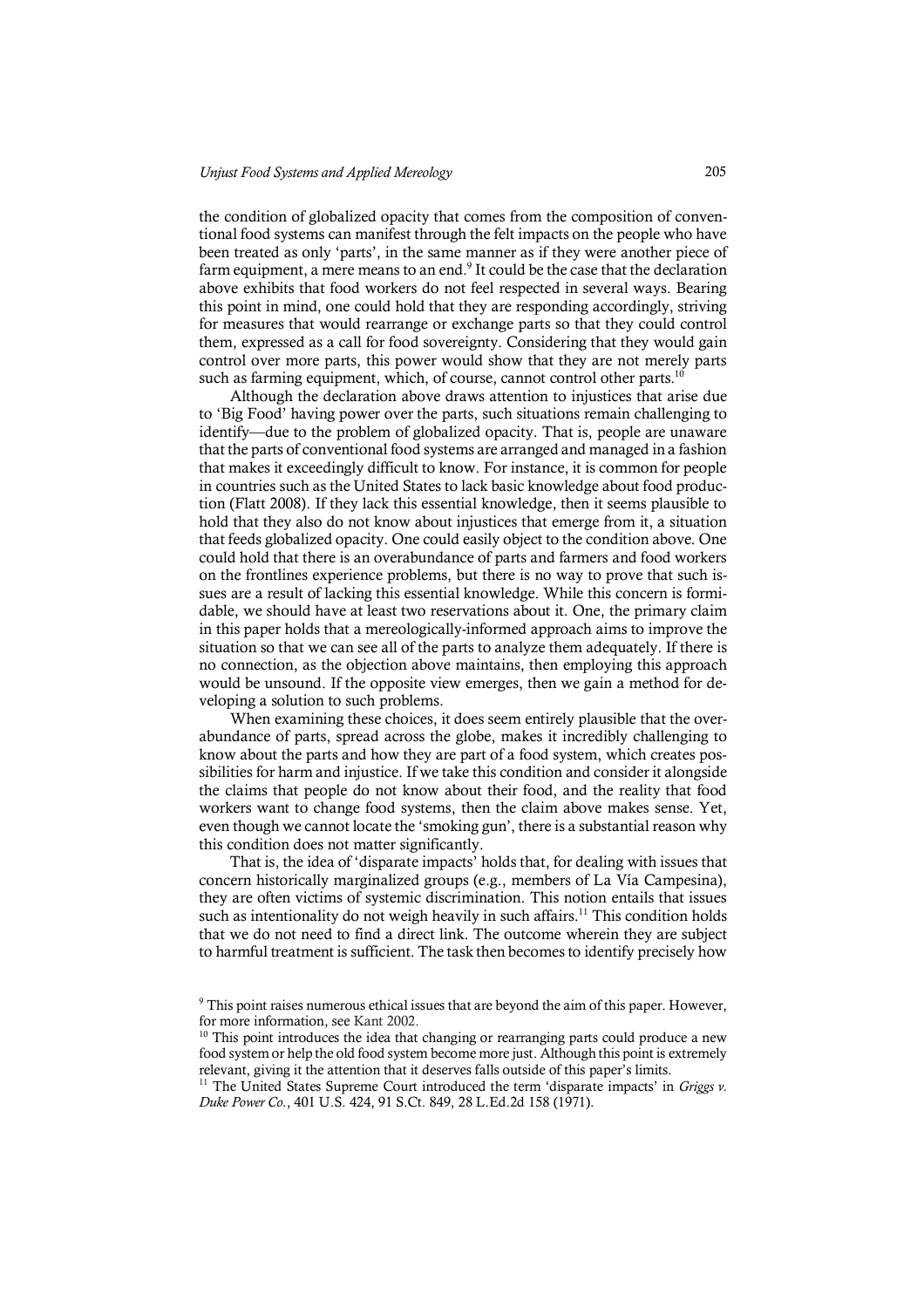the condition of globalized opacity that comes from the composition of conventional food systems can manifest through the felt impacts on the people who have been treated as only 'parts', in the same manner as if they were another piece of farm equipment, a mere means to an end.[9] It could be the case that the declaration above exhibits that food workers do not feel respected in several ways. Bearing this point in mind, one could hold that they are responding accordingly, striving for measures that would rearrange or exchange parts so that they could control them, expressed as a call for food sovereignty. Considering that they would gain control over more parts, this power would show that they are not merely parts such as farming equipment, which, of course, cannot control other parts.[10]

Although the declaration above draws attention to injustices that arise due to 'Big Food' having power over the parts, such situations remain challenging to identify—due to the problem of globalized opacity. That is, people are unaware that the parts of conventional food systems are arranged and managed in a fashion that makes it exceedingly difficult to know. For instance, it is common for people in countries such as the United States to lack basic knowledge about food production (Flatt 2008). If they lack this essential knowledge, then it seems plausible to hold that they also do not know about injustices that emerge from it, a situation that feeds globalized opacity. One could easily object to the condition above. One could hold that there is an overabundance of parts and farmers and food workers on the frontlines experience problems, but there is no way to prove that such issues are a result of lacking this essential knowledge. While this concern is formidable, we should have at least two reservations about it. One, the primary claim in this paper holds that a mereologically-informed approach aims to improve the situation so that we can see all of the parts to analyze them adequately. If there is no connection, as the objection above maintains, then employing this approach would be unsound. If the opposite view emerges, then we gain a method for developing a solution to such problems.

When examining these choices, it does seem entirely plausible that the overabundance of parts, spread across the globe, makes it incredibly challenging to know about the parts and how they are part of a food system, which creates possibilities for harm and injustice. If we take this condition and consider it alongside the claims that people do not know about their food, and the reality that food workers want to change food systems, then the claim above makes sense. Yet, even though we cannot locate the 'smoking gun', there is a substantial reason why this condition does not matter significantly.

That is, the idea of 'disparate impacts' holds that, for dealing with issues that concern historically marginalized groups (e.g., members of La Vía Campesina), they are often victims of systemic discrimination. This notion entails that issues such as intentionality do not weigh heavily in such affairs.[11] This condition holds that we do not need to find a direct link. The outcome wherein they are subject to harmful treatment is sufficient. The task then becomes to identify precisely how

[9] This point raises numerous ethical issues that are beyond the aim of this paper. However, for more information, see Kant 2002.

[10] This point introduces the idea that changing or rearranging parts could produce a new food system or help the old food system become more just. Although this point is extremely relevant, giving it the attention that it deserves falls outside of this paper's limits.

[11] The United States Supreme Court introduced the term 'disparate impacts' in *Griggs v. Duke Power Co.*, 401 U.S. 424, 91 S.Ct. 849, 28 L.Ed.2d 158 (1971).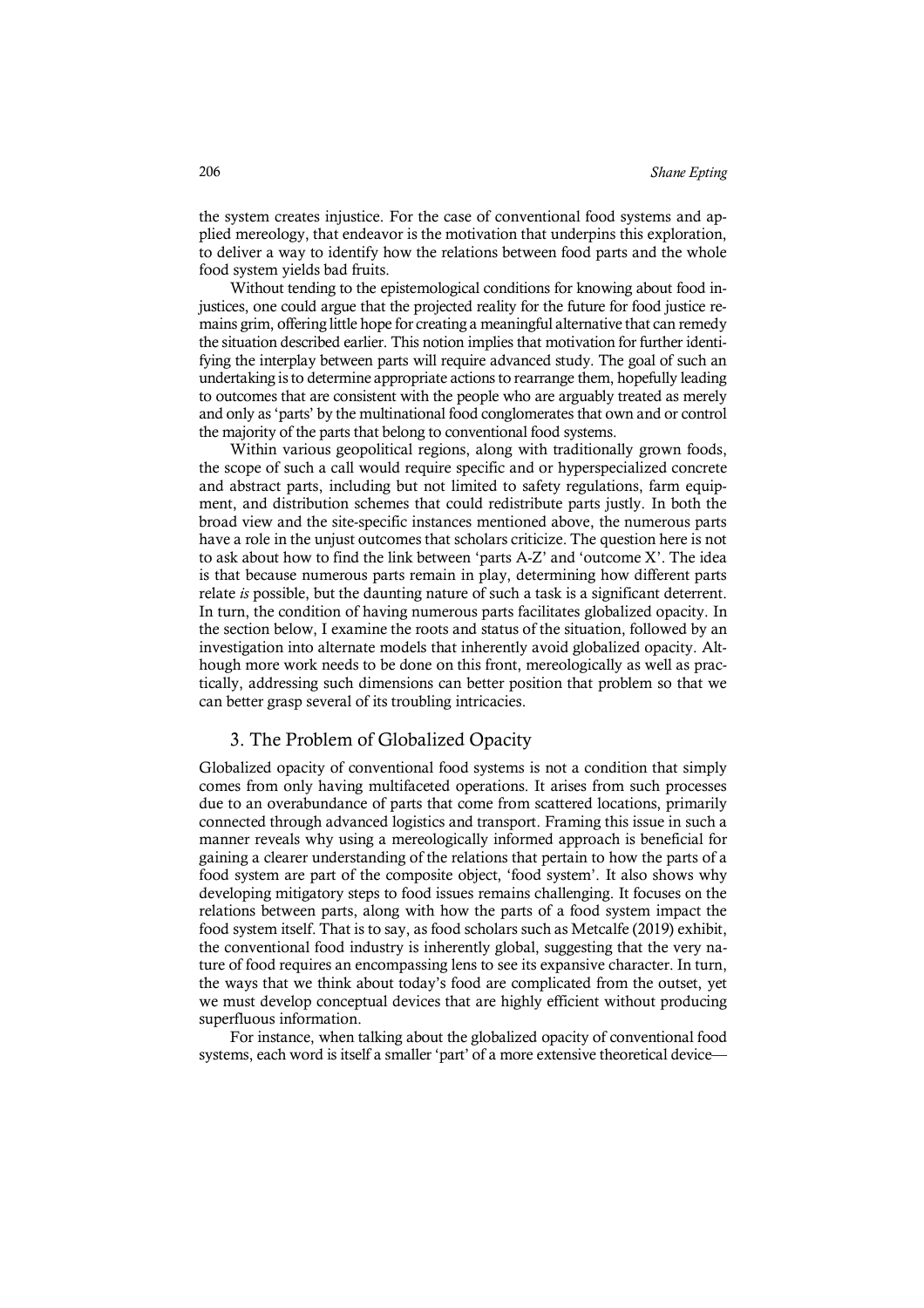the system creates injustice. For the case of conventional food systems and applied mereology, that endeavor is the motivation that underpins this exploration, to deliver a way to identify how the relations between food parts and the whole food system yields bad fruits.

Without tending to the epistemological conditions for knowing about food injustices, one could argue that the projected reality for the future for food justice remains grim, offering little hope for creating a meaningful alternative that can remedy the situation described earlier. This notion implies that motivation for further identifying the interplay between parts will require advanced study. The goal of such an undertaking is to determine appropriate actions to rearrange them, hopefully leading to outcomes that are consistent with the people who are arguably treated as merely and only as 'parts' by the multinational food conglomerates that own and or control the majority of the parts that belong to conventional food systems.

Within various geopolitical regions, along with traditionally grown foods, the scope of such a call would require specific and or hyperspecialized concrete and abstract parts, including but not limited to safety regulations, farm equipment, and distribution schemes that could redistribute parts justly. In both the broad view and the site-specific instances mentioned above, the numerous parts have a role in the unjust outcomes that scholars criticize. The question here is not to ask about how to find the link between 'parts A-Z' and 'outcome X'. The idea is that because numerous parts remain in play, determining how different parts relate *is* possible, but the daunting nature of such a task is a significant deterrent. In turn, the condition of having numerous parts facilitates globalized opacity. In the section below, I examine the roots and status of the situation, followed by an investigation into alternate models that inherently avoid globalized opacity. Although more work needs to be done on this front, mereologically as well as practically, addressing such dimensions can better position that problem so that we can better grasp several of its troubling intricacies.

## 3. The Problem of Globalized Opacity

Globalized opacity of conventional food systems is not a condition that simply comes from only having multifaceted operations. It arises from such processes due to an overabundance of parts that come from scattered locations, primarily connected through advanced logistics and transport. Framing this issue in such a manner reveals why using a mereologically informed approach is beneficial for gaining a clearer understanding of the relations that pertain to how the parts of a food system are part of the composite object, 'food system'. It also shows why developing mitigatory steps to food issues remains challenging. It focuses on the relations between parts, along with how the parts of a food system impact the food system itself. That is to say, as food scholars such as Metcalfe (2019) exhibit, the conventional food industry is inherently global, suggesting that the very nature of food requires an encompassing lens to see its expansive character. In turn, the ways that we think about today's food are complicated from the outset, yet we must develop conceptual devices that are highly efficient without producing superfluous information.

For instance, when talking about the globalized opacity of conventional food systems, each word is itself a smaller 'part' of a more extensive theoretical device—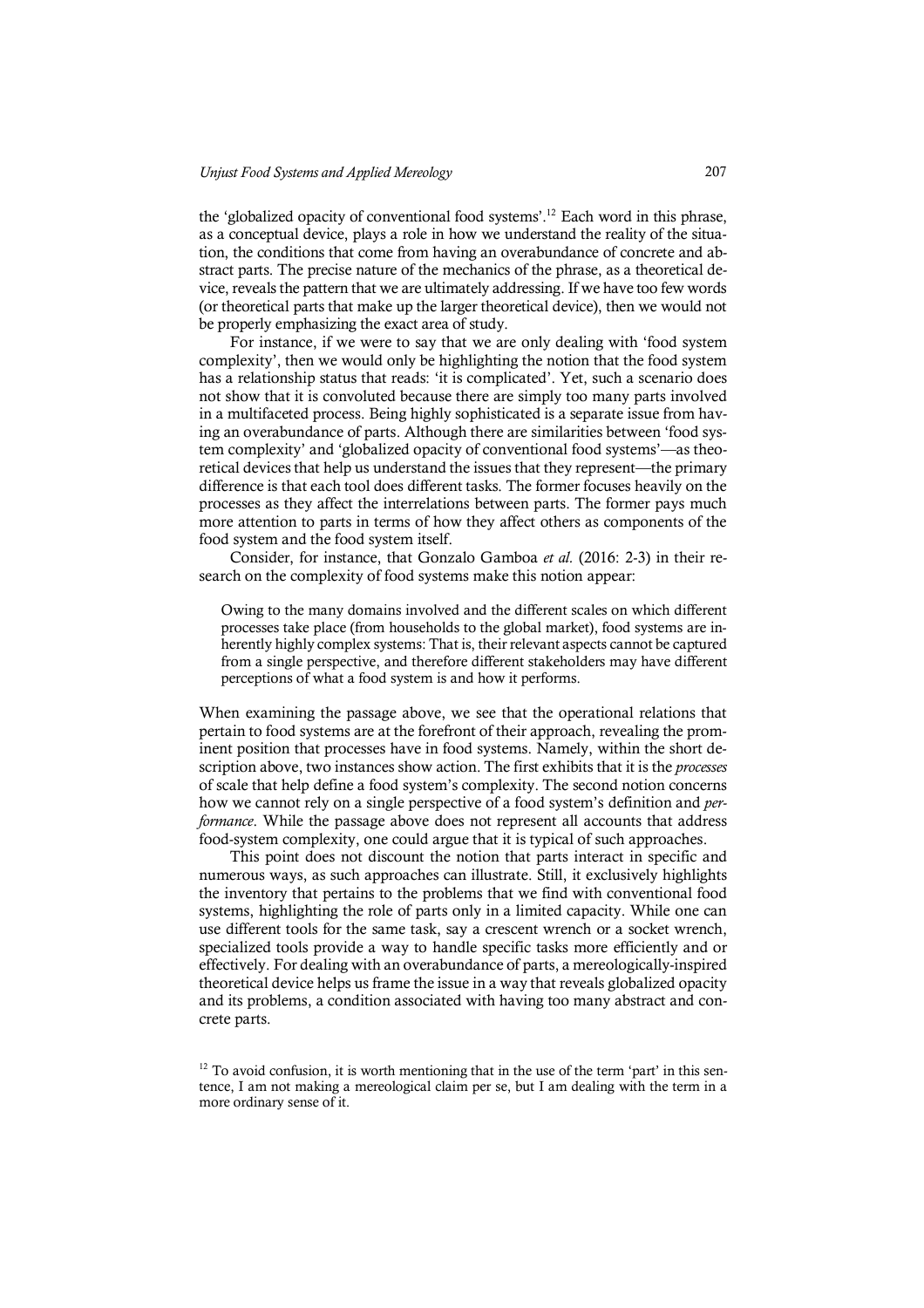the 'globalized opacity of conventional food systems'.[12] Each word in this phrase, as a conceptual device, plays a role in how we understand the reality of the situation, the conditions that come from having an overabundance of concrete and abstract parts. The precise nature of the mechanics of the phrase, as a theoretical device, reveals the pattern that we are ultimately addressing. If we have too few words (or theoretical parts that make up the larger theoretical device), then we would not be properly emphasizing the exact area of study.

For instance, if we were to say that we are only dealing with 'food system complexity', then we would only be highlighting the notion that the food system has a relationship status that reads: 'it is complicated'. Yet, such a scenario does not show that it is convoluted because there are simply too many parts involved in a multifaceted process. Being highly sophisticated is a separate issue from having an overabundance of parts. Although there are similarities between 'food system complexity' and 'globalized opacity of conventional food systems'—as theoretical devices that help us understand the issues that they represent—the primary difference is that each tool does different tasks. The former focuses heavily on the processes as they affect the interrelations between parts. The former pays much more attention to parts in terms of how they affect others as components of the food system and the food system itself.

Consider, for instance, that Gonzalo Gamboa *et al.* (2016: 2-3) in their research on the complexity of food systems make this notion appear:

> Owing to the many domains involved and the different scales on which different processes take place (from households to the global market), food systems are inherently highly complex systems: That is, their relevant aspects cannot be captured from a single perspective, and therefore different stakeholders may have different perceptions of what a food system is and how it performs.

When examining the passage above, we see that the operational relations that pertain to food systems are at the forefront of their approach, revealing the prominent position that processes have in food systems. Namely, within the short description above, two instances show action. The first exhibits that it is the *processes* of scale that help define a food system's complexity. The second notion concerns how we cannot rely on a single perspective of a food system's definition and *performance*. While the passage above does not represent all accounts that address food-system complexity, one could argue that it is typical of such approaches.

This point does not discount the notion that parts interact in specific and numerous ways, as such approaches can illustrate. Still, it exclusively highlights the inventory that pertains to the problems that we find with conventional food systems, highlighting the role of parts only in a limited capacity. While one can use different tools for the same task, say a crescent wrench or a socket wrench, specialized tools provide a way to handle specific tasks more efficiently and or effectively. For dealing with an overabundance of parts, a mereologically-inspired theoretical device helps us frame the issue in a way that reveals globalized opacity and its problems, a condition associated with having too many abstract and concrete parts.

[12] To avoid confusion, it is worth mentioning that in the use of the term 'part' in this sentence, I am not making a mereological claim per se, but I am dealing with the term in a more ordinary sense of it.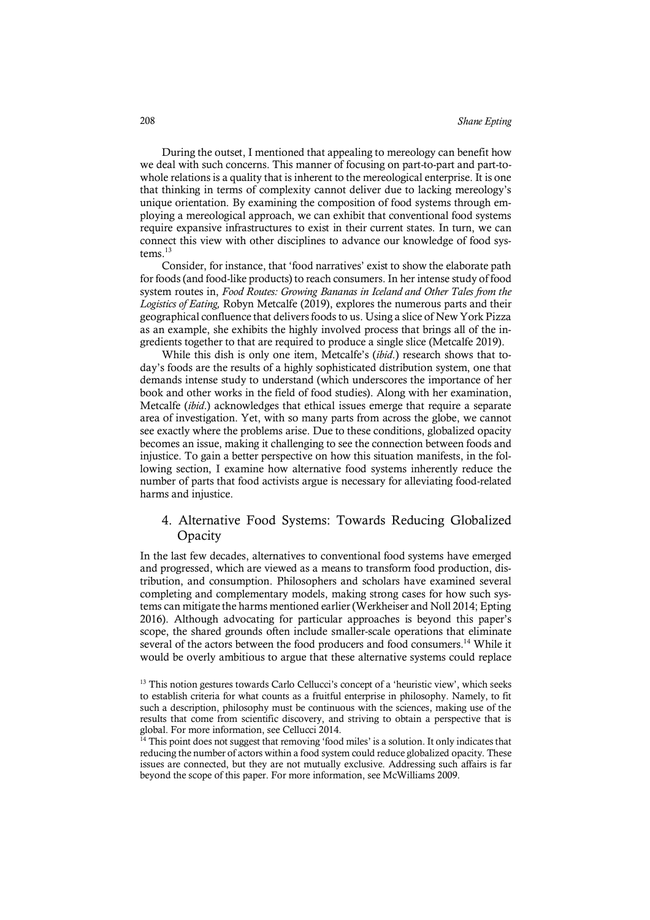During the outset, I mentioned that appealing to mereology can benefit how we deal with such concerns. This manner of focusing on part-to-part and part-to-whole relations is a quality that is inherent to the mereological enterprise. It is one that thinking in terms of complexity cannot deliver due to lacking mereology's unique orientation. By examining the composition of food systems through employing a mereological approach, we can exhibit that conventional food systems require expansive infrastructures to exist in their current states. In turn, we can connect this view with other disciplines to advance our knowledge of food systems.[13]

Consider, for instance, that 'food narratives' exist to show the elaborate path for foods (and food-like products) to reach consumers. In her intense study of food system routes in, *Food Routes: Growing Bananas in Iceland and Other Tales from the Logistics of Eating,* Robyn Metcalfe (2019), explores the numerous parts and their geographical confluence that delivers foods to us. Using a slice of New York Pizza as an example, she exhibits the highly involved process that brings all of the ingredients together to that are required to produce a single slice (Metcalfe 2019).

While this dish is only one item, Metcalfe's (*ibid*.) research shows that today's foods are the results of a highly sophisticated distribution system, one that demands intense study to understand (which underscores the importance of her book and other works in the field of food studies). Along with her examination, Metcalfe (*ibid*.) acknowledges that ethical issues emerge that require a separate area of investigation. Yet, with so many parts from across the globe, we cannot see exactly where the problems arise. Due to these conditions, globalized opacity becomes an issue, making it challenging to see the connection between foods and injustice. To gain a better perspective on how this situation manifests, in the following section, I examine how alternative food systems inherently reduce the number of parts that food activists argue is necessary for alleviating food-related harms and injustice.

## 4. Alternative Food Systems: Towards Reducing Globalized Opacity

In the last few decades, alternatives to conventional food systems have emerged and progressed, which are viewed as a means to transform food production, distribution, and consumption. Philosophers and scholars have examined several completing and complementary models, making strong cases for how such systems can mitigate the harms mentioned earlier (Werkheiser and Noll 2014; Epting 2016). Although advocating for particular approaches is beyond this paper's scope, the shared grounds often include smaller-scale operations that eliminate several of the actors between the food producers and food consumers.[14] While it would be overly ambitious to argue that these alternative systems could replace

[13] This notion gestures towards Carlo Cellucci's concept of a 'heuristic view', which seeks to establish criteria for what counts as a fruitful enterprise in philosophy. Namely, to fit such a description, philosophy must be continuous with the sciences, making use of the results that come from scientific discovery, and striving to obtain a perspective that is global. For more information, see Cellucci 2014.

[14] This point does not suggest that removing 'food miles' is a solution. It only indicates that reducing the number of actors within a food system could reduce globalized opacity. These issues are connected, but they are not mutually exclusive. Addressing such affairs is far beyond the scope of this paper. For more information, see McWilliams 2009.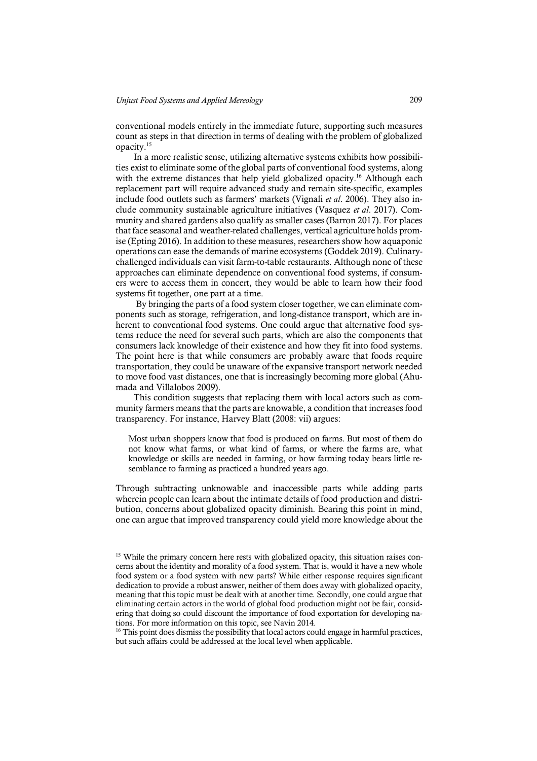conventional models entirely in the immediate future, supporting such measures count as steps in that direction in terms of dealing with the problem of globalized opacity.[15]

In a more realistic sense, utilizing alternative systems exhibits how possibilities exist to eliminate some of the global parts of conventional food systems, along with the extreme distances that help yield globalized opacity.[16] Although each replacement part will require advanced study and remain site-specific, examples include food outlets such as farmers' markets (Vignali *et al*. 2006). They also include community sustainable agriculture initiatives (Vasquez *et al*. 2017). Community and shared gardens also qualify as smaller cases (Barron 2017). For places that face seasonal and weather-related challenges, vertical agriculture holds promise (Epting 2016). In addition to these measures, researchers show how aquaponic operations can ease the demands of marine ecosystems (Goddek 2019). Culinary-challenged individuals can visit farm-to-table restaurants. Although none of these approaches can eliminate dependence on conventional food systems, if consumers were to access them in concert, they would be able to learn how their food systems fit together, one part at a time.

By bringing the parts of a food system closer together, we can eliminate components such as storage, refrigeration, and long-distance transport, which are inherent to conventional food systems. One could argue that alternative food systems reduce the need for several such parts, which are also the components that consumers lack knowledge of their existence and how they fit into food systems. The point here is that while consumers are probably aware that foods require transportation, they could be unaware of the expansive transport network needed to move food vast distances, one that is increasingly becoming more global (Ahumada and Villalobos 2009).

This condition suggests that replacing them with local actors such as community farmers means that the parts are knowable, a condition that increases food transparency. For instance, Harvey Blatt (2008: vii) argues:

> Most urban shoppers know that food is produced on farms. But most of them do not know what farms, or what kind of farms, or where the farms are, what knowledge or skills are needed in farming, or how farming today bears little resemblance to farming as practiced a hundred years ago.

Through subtracting unknowable and inaccessible parts while adding parts wherein people can learn about the intimate details of food production and distribution, concerns about globalized opacity diminish. Bearing this point in mind, one can argue that improved transparency could yield more knowledge about the

---

[15] While the primary concern here rests with globalized opacity, this situation raises concerns about the identity and morality of a food system. That is, would it have a new whole food system or a food system with new parts? While either response requires significant dedication to provide a robust answer, neither of them does away with globalized opacity, meaning that this topic must be dealt with at another time. Secondly, one could argue that eliminating certain actors in the world of global food production might not be fair, considering that doing so could discount the importance of food exportation for developing nations. For more information on this topic, see Navin 2014.

[16] This point does dismiss the possibility that local actors could engage in harmful practices, but such affairs could be addressed at the local level when applicable.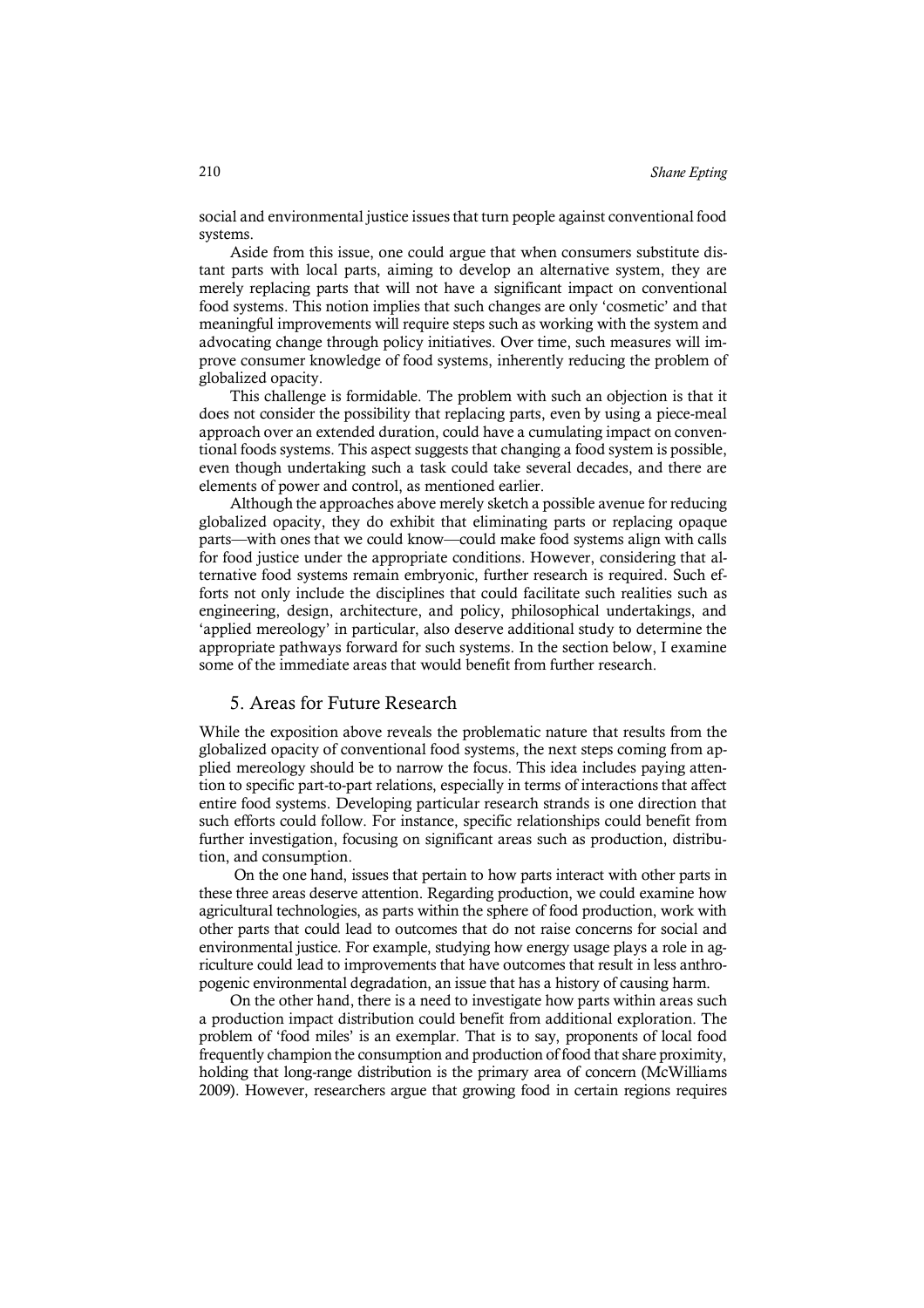social and environmental justice issues that turn people against conventional food systems.

Aside from this issue, one could argue that when consumers substitute distant parts with local parts, aiming to develop an alternative system, they are merely replacing parts that will not have a significant impact on conventional food systems. This notion implies that such changes are only 'cosmetic' and that meaningful improvements will require steps such as working with the system and advocating change through policy initiatives. Over time, such measures will improve consumer knowledge of food systems, inherently reducing the problem of globalized opacity.

This challenge is formidable. The problem with such an objection is that it does not consider the possibility that replacing parts, even by using a piece-meal approach over an extended duration, could have a cumulating impact on conventional foods systems. This aspect suggests that changing a food system is possible, even though undertaking such a task could take several decades, and there are elements of power and control, as mentioned earlier.

Although the approaches above merely sketch a possible avenue for reducing globalized opacity, they do exhibit that eliminating parts or replacing opaque parts—with ones that we could know—could make food systems align with calls for food justice under the appropriate conditions. However, considering that alternative food systems remain embryonic, further research is required. Such efforts not only include the disciplines that could facilitate such realities such as engineering, design, architecture, and policy, philosophical undertakings, and 'applied mereology' in particular, also deserve additional study to determine the appropriate pathways forward for such systems. In the section below, I examine some of the immediate areas that would benefit from further research.

## 5. Areas for Future Research

While the exposition above reveals the problematic nature that results from the globalized opacity of conventional food systems, the next steps coming from applied mereology should be to narrow the focus. This idea includes paying attention to specific part-to-part relations, especially in terms of interactions that affect entire food systems. Developing particular research strands is one direction that such efforts could follow. For instance, specific relationships could benefit from further investigation, focusing on significant areas such as production, distribution, and consumption.

On the one hand, issues that pertain to how parts interact with other parts in these three areas deserve attention. Regarding production, we could examine how agricultural technologies, as parts within the sphere of food production, work with other parts that could lead to outcomes that do not raise concerns for social and environmental justice. For example, studying how energy usage plays a role in agriculture could lead to improvements that have outcomes that result in less anthropogenic environmental degradation, an issue that has a history of causing harm.

On the other hand, there is a need to investigate how parts within areas such a production impact distribution could benefit from additional exploration. The problem of 'food miles' is an exemplar. That is to say, proponents of local food frequently champion the consumption and production of food that share proximity, holding that long-range distribution is the primary area of concern (McWilliams 2009). However, researchers argue that growing food in certain regions requires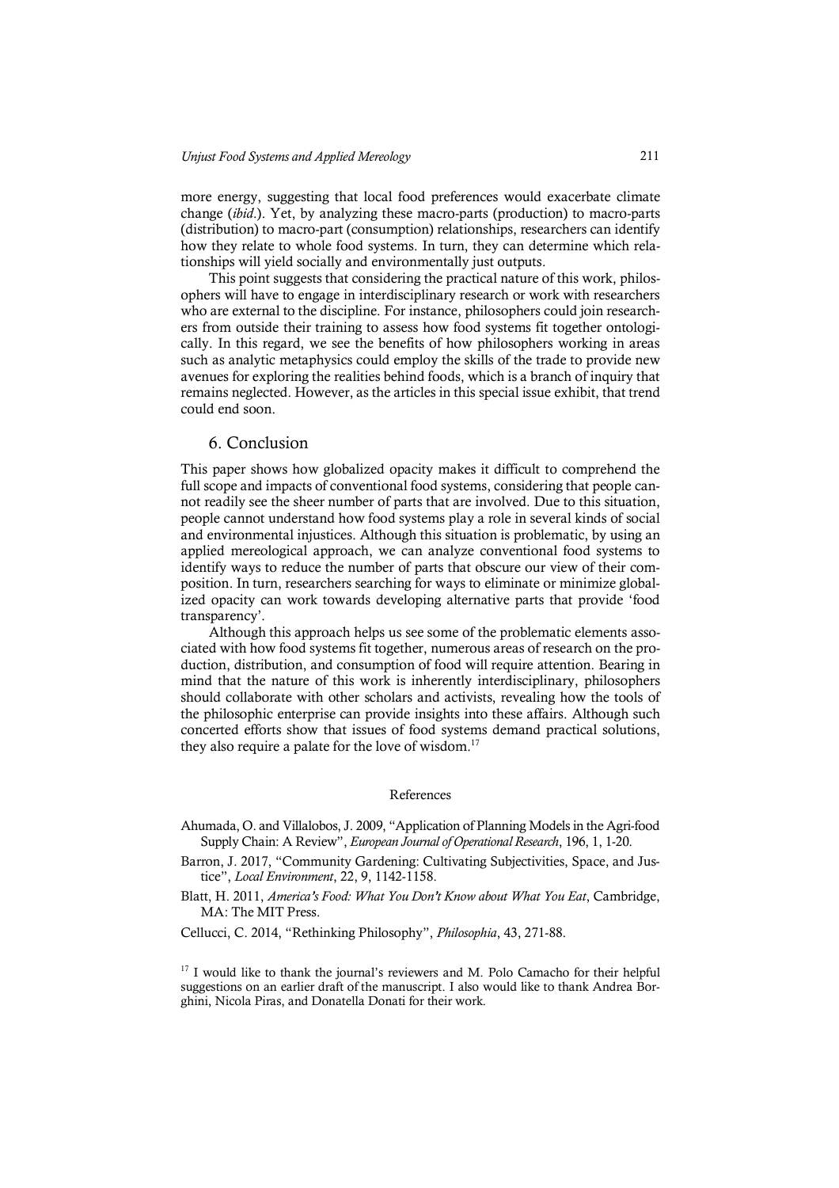more energy, suggesting that local food preferences would exacerbate climate change (*ibid.*). Yet, by analyzing these macro-parts (production) to macro-parts (distribution) to macro-part (consumption) relationships, researchers can identify how they relate to whole food systems. In turn, they can determine which relationships will yield socially and environmentally just outputs.

This point suggests that considering the practical nature of this work, philosophers will have to engage in interdisciplinary research or work with researchers who are external to the discipline. For instance, philosophers could join researchers from outside their training to assess how food systems fit together ontologically. In this regard, we see the benefits of how philosophers working in areas such as analytic metaphysics could employ the skills of the trade to provide new avenues for exploring the realities behind foods, which is a branch of inquiry that remains neglected. However, as the articles in this special issue exhibit, that trend could end soon.

## 6. Conclusion

This paper shows how globalized opacity makes it difficult to comprehend the full scope and impacts of conventional food systems, considering that people cannot readily see the sheer number of parts that are involved. Due to this situation, people cannot understand how food systems play a role in several kinds of social and environmental injustices. Although this situation is problematic, by using an applied mereological approach, we can analyze conventional food systems to identify ways to reduce the number of parts that obscure our view of their composition. In turn, researchers searching for ways to eliminate or minimize globalized opacity can work towards developing alternative parts that provide 'food transparency'.

Although this approach helps us see some of the problematic elements associated with how food systems fit together, numerous areas of research on the production, distribution, and consumption of food will require attention. Bearing in mind that the nature of this work is inherently interdisciplinary, philosophers should collaborate with other scholars and activists, revealing how the tools of the philosophic enterprise can provide insights into these affairs. Although such concerted efforts show that issues of food systems demand practical solutions, they also require a palate for the love of wisdom.[17]

### References

Ahumada, O. and Villalobos, J. 2009, "Application of Planning Models in the Agri-food Supply Chain: A Review", *European Journal of Operational Research*, 196, 1, 1-20.

Barron, J. 2017, "Community Gardening: Cultivating Subjectivities, Space, and Justice", *Local Environment*, 22, 9, 1142-1158.

Blatt, H. 2011, *America's Food: What You Don't Know about What You Eat*, Cambridge, MA: The MIT Press.

Cellucci, C. 2014, "Rethinking Philosophy", *Philosophia*, 43, 271-88.

[17] I would like to thank the journal's reviewers and M. Polo Camacho for their helpful suggestions on an earlier draft of the manuscript. I also would like to thank Andrea Borghini, Nicola Piras, and Donatella Donati for their work.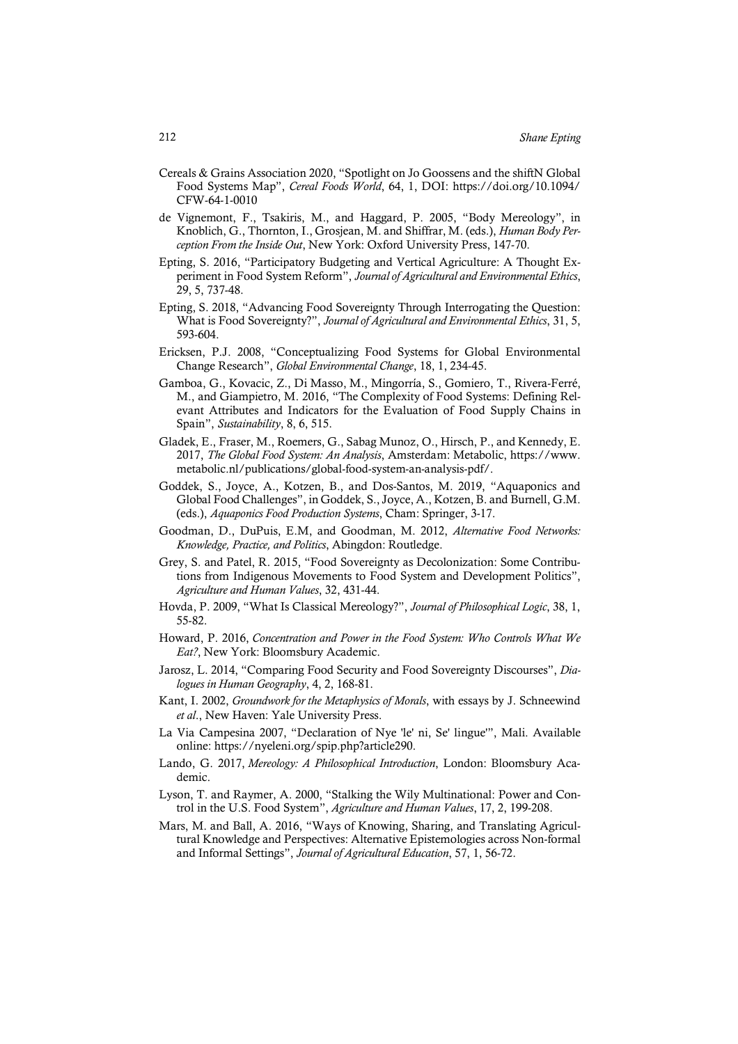Cereals & Grains Association 2020, "Spotlight on Jo Goossens and the shiftN Global Food Systems Map", *Cereal Foods World*, 64, 1, DOI: https://doi.org/10.1094/CFW-64-1-0010

de Vignemont, F., Tsakiris, M., and Haggard, P. 2005, "Body Mereology", in Knoblich, G., Thornton, I., Grosjean, M. and Shiffrar, M. (eds.), *Human Body Perception From the Inside Out*, New York: Oxford University Press, 147-70.

Epting, S. 2016, "Participatory Budgeting and Vertical Agriculture: A Thought Experiment in Food System Reform", *Journal of Agricultural and Environmental Ethics*, 29, 5, 737-48.

Epting, S. 2018, "Advancing Food Sovereignty Through Interrogating the Question: What is Food Sovereignty?", *Journal of Agricultural and Environmental Ethics*, 31, 5, 593-604.

Ericksen, P.J. 2008, "Conceptualizing Food Systems for Global Environmental Change Research", *Global Environmental Change*, 18, 1, 234-45.

Gamboa, G., Kovacic, Z., Di Masso, M., Mingorría, S., Gomiero, T., Rivera-Ferré, M., and Giampietro, M. 2016, "The Complexity of Food Systems: Defining Relevant Attributes and Indicators for the Evaluation of Food Supply Chains in Spain", *Sustainability*, 8, 6, 515.

Gladek, E., Fraser, M., Roemers, G., Sabag Munoz, O., Hirsch, P., and Kennedy, E. 2017, *The Global Food System: An Analysis*, Amsterdam: Metabolic, https://www.metabolic.nl/publications/global-food-system-an-analysis-pdf/.

Goddek, S., Joyce, A., Kotzen, B., and Dos-Santos, M. 2019, "Aquaponics and Global Food Challenges", in Goddek, S., Joyce, A., Kotzen, B. and Burnell, G.M. (eds.), *Aquaponics Food Production Systems*, Cham: Springer, 3-17.

Goodman, D., DuPuis, E.M, and Goodman, M. 2012, *Alternative Food Networks: Knowledge, Practice, and Politics*, Abingdon: Routledge.

Grey, S. and Patel, R. 2015, "Food Sovereignty as Decolonization: Some Contributions from Indigenous Movements to Food System and Development Politics", *Agriculture and Human Values*, 32, 431-44.

Hovda, P. 2009, "What Is Classical Mereology?", *Journal of Philosophical Logic*, 38, 1, 55-82.

Howard, P. 2016, *Concentration and Power in the Food System: Who Controls What We Eat?*, New York: Bloomsbury Academic.

Jarosz, L. 2014, "Comparing Food Security and Food Sovereignty Discourses", *Dialogues in Human Geography*, 4, 2, 168-81.

Kant, I. 2002, *Groundwork for the Metaphysics of Morals*, with essays by J. Schneewind *et al*., New Haven: Yale University Press.

La Via Campesina 2007, "Declaration of Nye 'le' ni, Se' lingue'", Mali. Available online: https://nyeleni.org/spip.php?article290.

Lando, G. 2017, *Mereology: A Philosophical Introduction*, London: Bloomsbury Academic.

Lyson, T. and Raymer, A. 2000, "Stalking the Wily Multinational: Power and Control in the U.S. Food System", *Agriculture and Human Values*, 17, 2, 199-208.

Mars, M. and Ball, A. 2016, "Ways of Knowing, Sharing, and Translating Agricultural Knowledge and Perspectives: Alternative Epistemologies across Non-formal and Informal Settings", *Journal of Agricultural Education*, 57, 1, 56-72.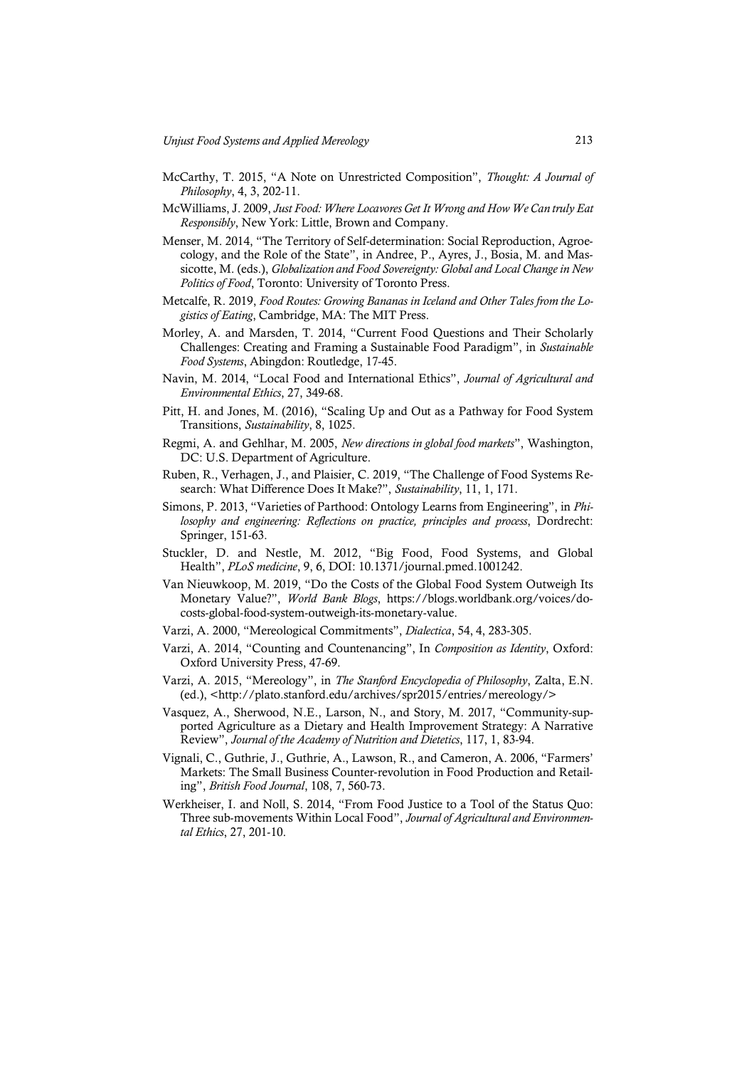McCarthy, T. 2015, "A Note on Unrestricted Composition", *Thought: A Journal of Philosophy*, 4, 3, 202-11.

McWilliams, J. 2009, *Just Food: Where Locavores Get It Wrong and How We Can truly Eat Responsibly*, New York: Little, Brown and Company.

Menser, M. 2014, "The Territory of Self-determination: Social Reproduction, Agroecology, and the Role of the State", in Andree, P., Ayres, J., Bosia, M. and Massicotte, M. (eds.), *Globalization and Food Sovereignty: Global and Local Change in New Politics of Food*, Toronto: University of Toronto Press.

Metcalfe, R. 2019, *Food Routes: Growing Bananas in Iceland and Other Tales from the Logistics of Eating*, Cambridge, MA: The MIT Press.

Morley, A. and Marsden, T. 2014, "Current Food Questions and Their Scholarly Challenges: Creating and Framing a Sustainable Food Paradigm", in *Sustainable Food Systems*, Abingdon: Routledge, 17-45.

Navin, M. 2014, "Local Food and International Ethics", *Journal of Agricultural and Environmental Ethics*, 27, 349-68.

Pitt, H. and Jones, M. (2016), "Scaling Up and Out as a Pathway for Food System Transitions, *Sustainability*, 8, 1025.

Regmi, A. and Gehlhar, M. 2005, *New directions in global food markets*", Washington, DC: U.S. Department of Agriculture.

Ruben, R., Verhagen, J., and Plaisier, C. 2019, "The Challenge of Food Systems Research: What Difference Does It Make?", *Sustainability*, 11, 1, 171.

Simons, P. 2013, "Varieties of Parthood: Ontology Learns from Engineering", in *Philosophy and engineering: Reflections on practice, principles and process*, Dordrecht: Springer, 151-63.

Stuckler, D. and Nestle, M. 2012, "Big Food, Food Systems, and Global Health", *PLoS medicine*, 9, 6, DOI: 10.1371/journal.pmed.1001242.

Van Nieuwkoop, M. 2019, "Do the Costs of the Global Food System Outweigh Its Monetary Value?", *World Bank Blogs*, https://blogs.worldbank.org/voices/do-costs-global-food-system-outweigh-its-monetary-value.

Varzi, A. 2000, "Mereological Commitments", *Dialectica*, 54, 4, 283-305.

Varzi, A. 2014, "Counting and Countenancing", In *Composition as Identity*, Oxford: Oxford University Press, 47-69.

Varzi, A. 2015, "Mereology", in *The Stanford Encyclopedia of Philosophy*, Zalta, E.N. (ed.), <http://plato.stanford.edu/archives/spr2015/entries/mereology/>

Vasquez, A., Sherwood, N.E., Larson, N., and Story, M. 2017, "Community-supported Agriculture as a Dietary and Health Improvement Strategy: A Narrative Review", *Journal of the Academy of Nutrition and Dietetics*, 117, 1, 83-94.

Vignali, C., Guthrie, J., Guthrie, A., Lawson, R., and Cameron, A. 2006, "Farmers' Markets: The Small Business Counter-revolution in Food Production and Retailing", *British Food Journal*, 108, 7, 560-73.

Werkheiser, I. and Noll, S. 2014, "From Food Justice to a Tool of the Status Quo: Three sub-movements Within Local Food", *Journal of Agricultural and Environmental Ethics*, 27, 201-10.